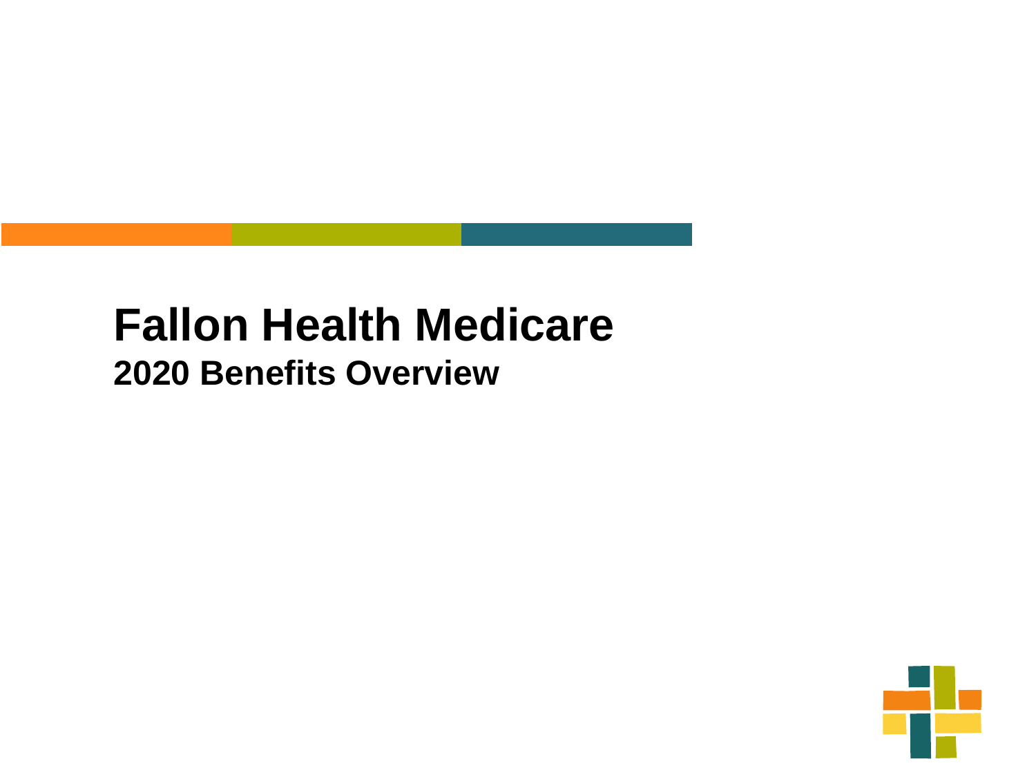# Fallon Health Medicare

## 2020 Benefits Overview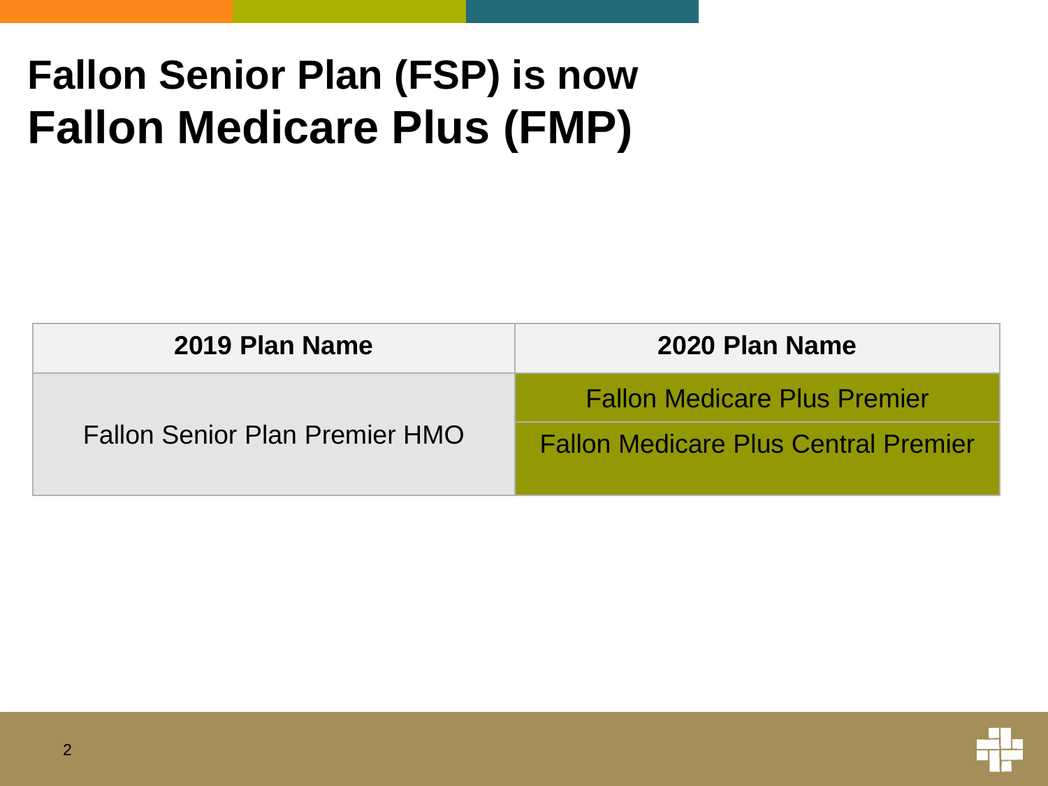# Fallon Senior Plan (FSP) is now Fallon Medicare Plus (FMP)

| 2019 Plan Name | 2020 Plan Name |
|---|---|
| Fallon Senior Plan Premier HMO | Fallon Medicare Plus Premier |
| | Fallon Medicare Plus Central Premier |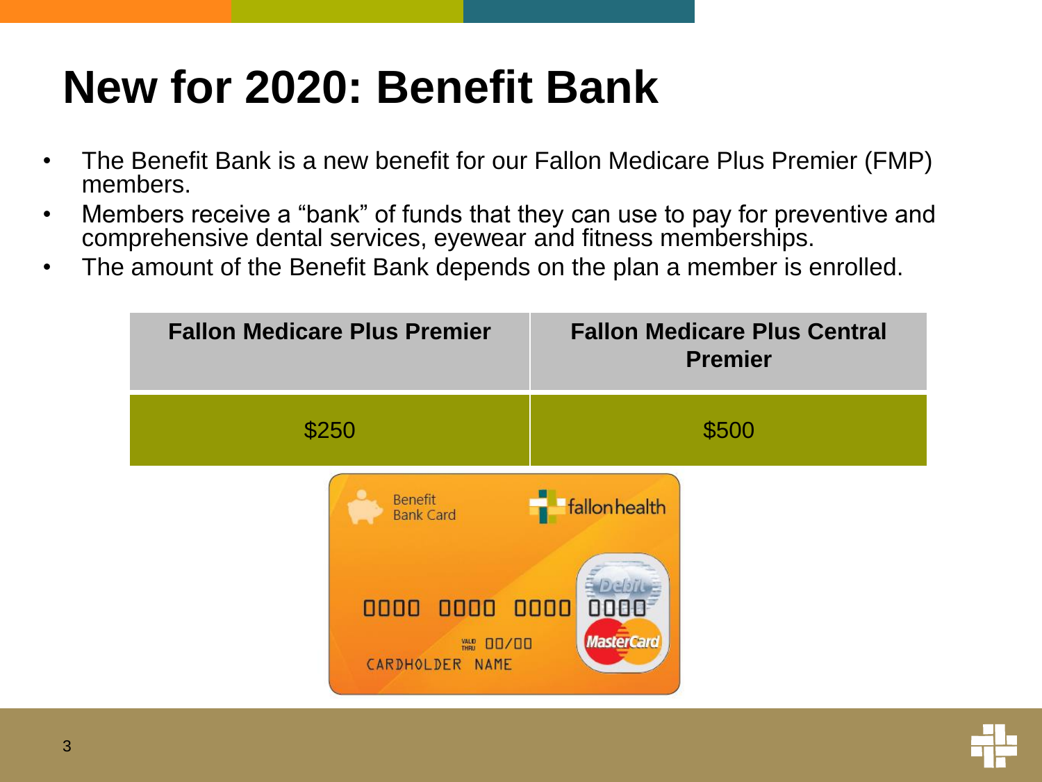# New for 2020: Benefit Bank

- The Benefit Bank is a new benefit for our Fallon Medicare Plus Premier (FMP) members.
- Members receive a “bank” of funds that they can use to pay for preventive and comprehensive dental services, eyewear and fitness memberships.
- The amount of the Benefit Bank depends on the plan a member is enrolled.

| Fallon Medicare Plus Premier | Fallon Medicare Plus Central Premier |
| --- | --- |
| $250 | $500 |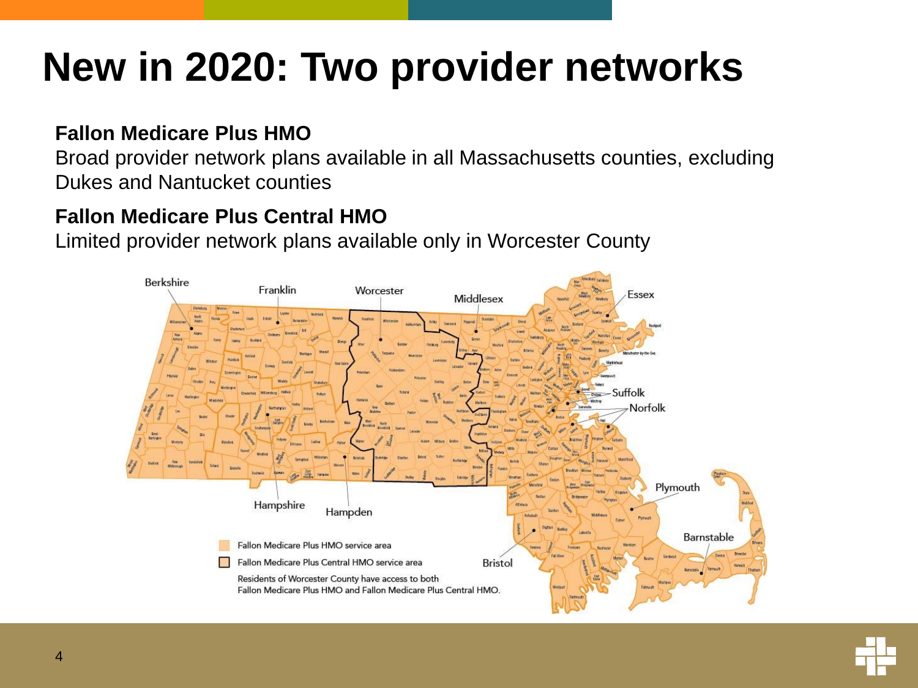# New in 2020: Two provider networks

**Fallon Medicare Plus HMO**
Broad provider network plans available in all Massachusetts counties, excluding Dukes and Nantucket counties

**Fallon Medicare Plus Central HMO**
Limited provider network plans available only in Worcester County

Berkshire, Franklin, Worcester, Middlesex, Essex, Suffolk, Norfolk, Plymouth, Barnstable, Bristol, Hampden, Hampshire

Fallon Medicare Plus HMO service area

Fallon Medicare Plus Central HMO service area

Residents of Worcester County have access to both Fallon Medicare Plus HMO and Fallon Medicare Plus Central HMO.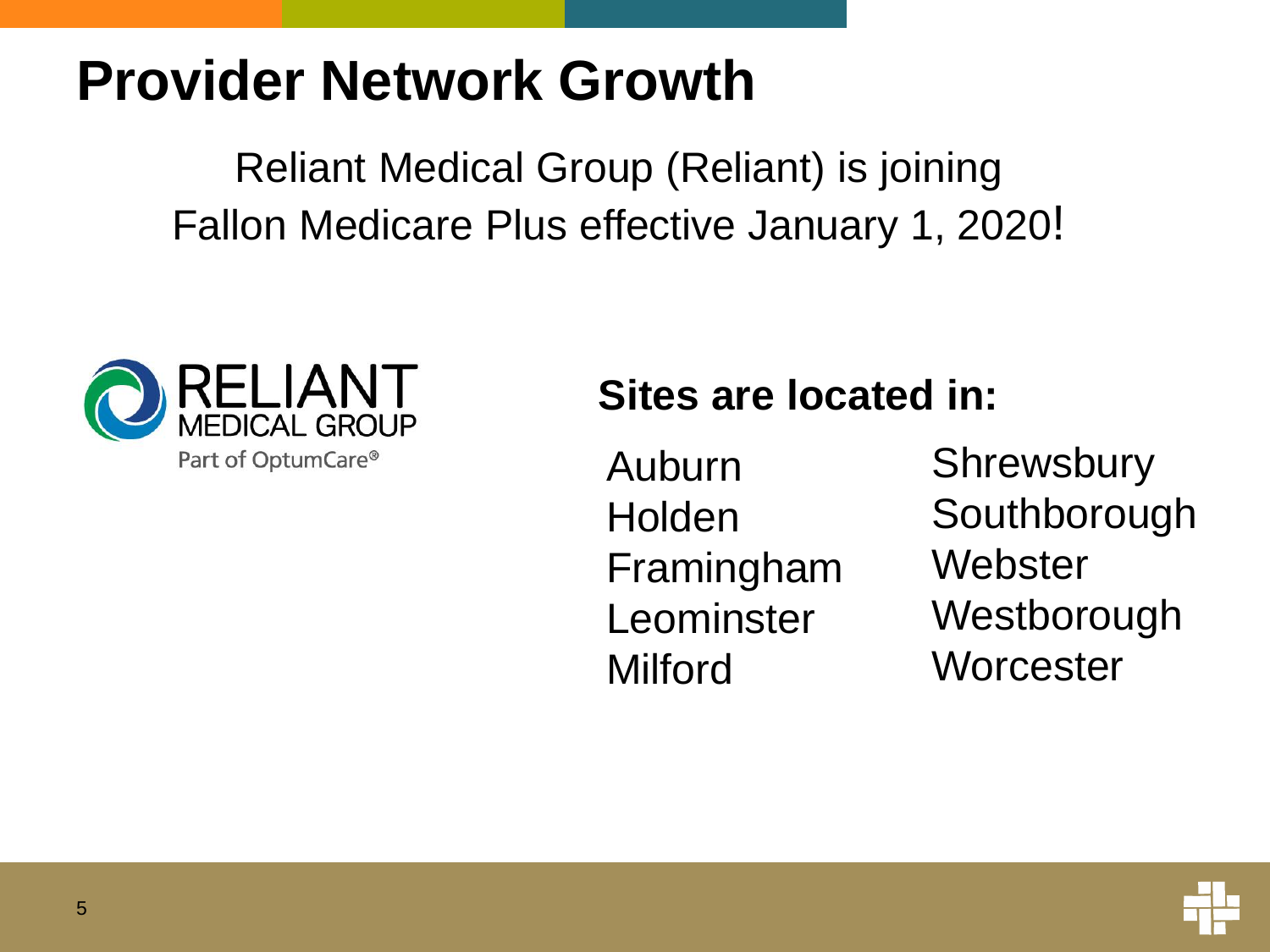# Provider Network Growth

Reliant Medical Group (Reliant) is joining Fallon Medicare Plus effective January 1, 2020!

RELIANT MEDICAL GROUP
Part of OptumCare®

**Sites are located in:**

- Auburn
- Holden
- Framingham
- Leominster
- Milford
- Shrewsbury
- Southborough
- Webster
- Westborough
- Worcester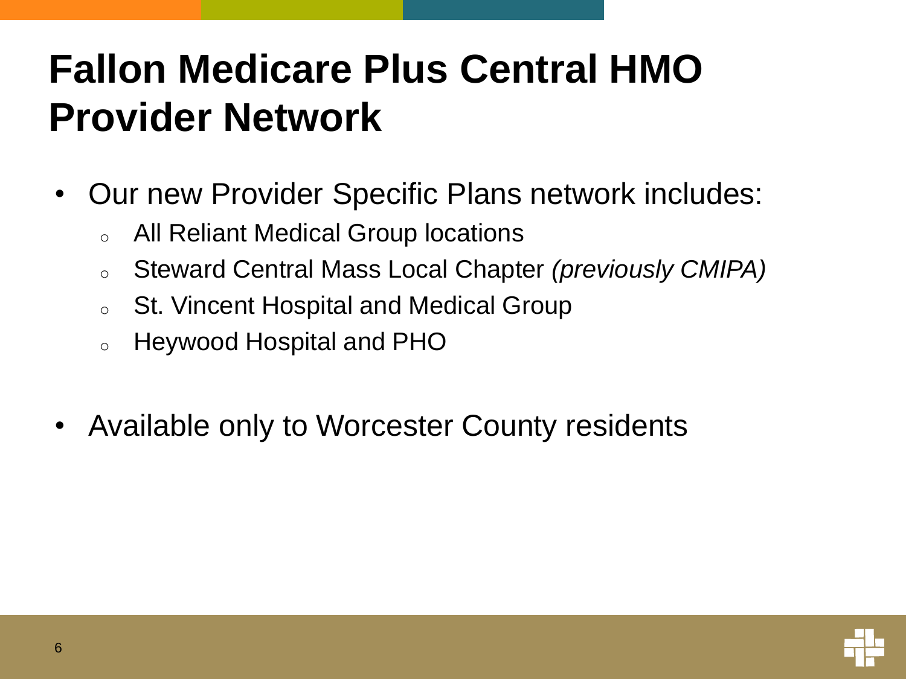# Fallon Medicare Plus Central HMO Provider Network

- Our new Provider Specific Plans network includes:
  - All Reliant Medical Group locations
  - Steward Central Mass Local Chapter *(previously CMIPA)*
  - St. Vincent Hospital and Medical Group
  - Heywood Hospital and PHO
- Available only to Worcester County residents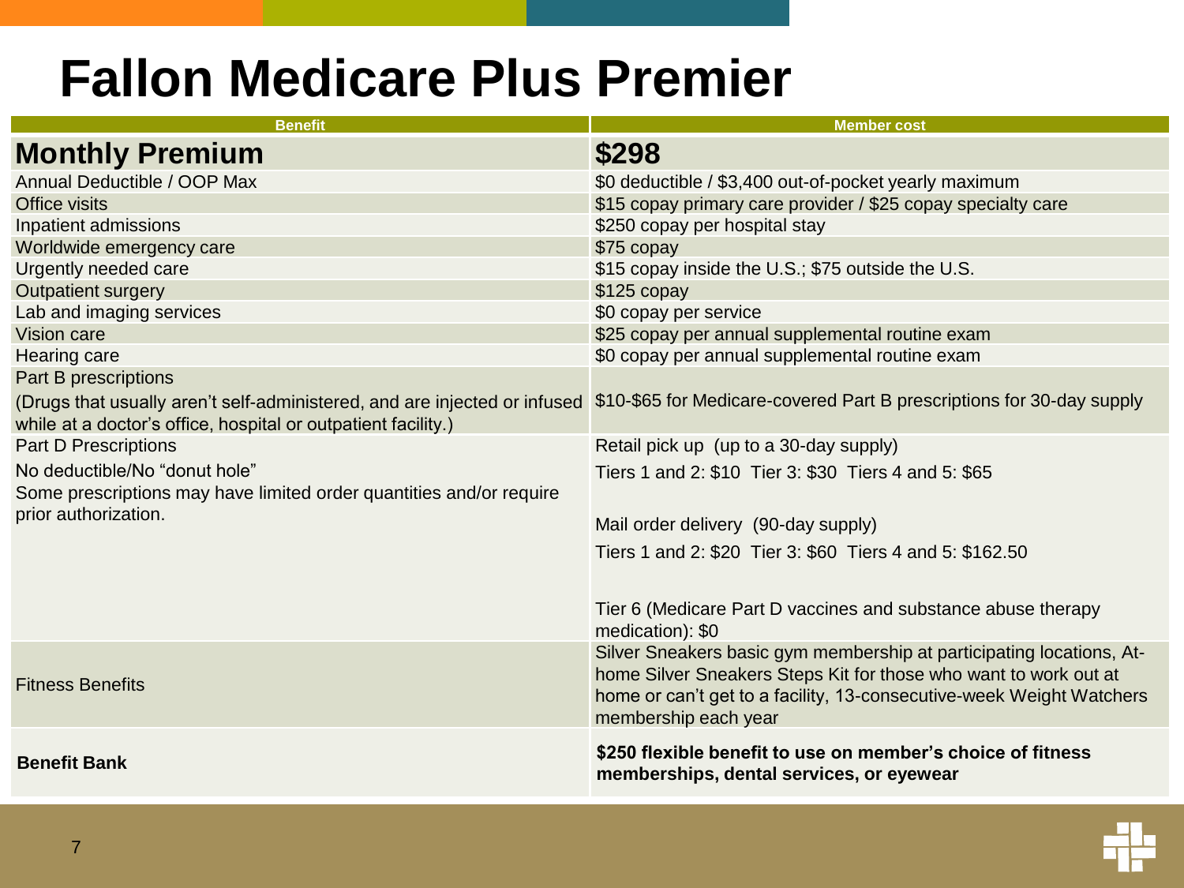# Fallon Medicare Plus Premier

| Benefit | Member cost |
| --- | --- |
| **Monthly Premium** | **$298** |
| Annual Deductible / OOP Max | $0 deductible / $3,400 out-of-pocket yearly maximum |
| Office visits | $15 copay primary care provider / $25 copay specialty care |
| Inpatient admissions | $250 copay per hospital stay |
| Worldwide emergency care | $75 copay |
| Urgently needed care | $15 copay inside the U.S.; $75 outside the U.S. |
| Outpatient surgery | $125 copay |
| Lab and imaging services | $0 copay per service |
| Vision care | $25 copay per annual supplemental routine exam |
| Hearing care | $0 copay per annual supplemental routine exam |
| Part B prescriptions<br>(Drugs that usually aren't self-administered, and are injected or infused while at a doctor's office, hospital or outpatient facility.) | $10-$65 for Medicare-covered Part B prescriptions for 30-day supply |
| Part D Prescriptions<br>No deductible/No "donut hole"<br>Some prescriptions may have limited order quantities and/or require prior authorization. | Retail pick up (up to a 30-day supply)<br>Tiers 1 and 2: $10 Tier 3: $30 Tiers 4 and 5: $65<br><br>Mail order delivery (90-day supply)<br>Tiers 1 and 2: $20 Tier 3: $60 Tiers 4 and 5: $162.50<br><br>Tier 6 (Medicare Part D vaccines and substance abuse therapy medication): $0 |
| Fitness Benefits | Silver Sneakers basic gym membership at participating locations, At-home Silver Sneakers Steps Kit for those who want to work out at home or can't get to a facility, 13-consecutive-week Weight Watchers membership each year |
| **Benefit Bank** | **$250 flexible benefit to use on member's choice of fitness memberships, dental services, or eyewear** |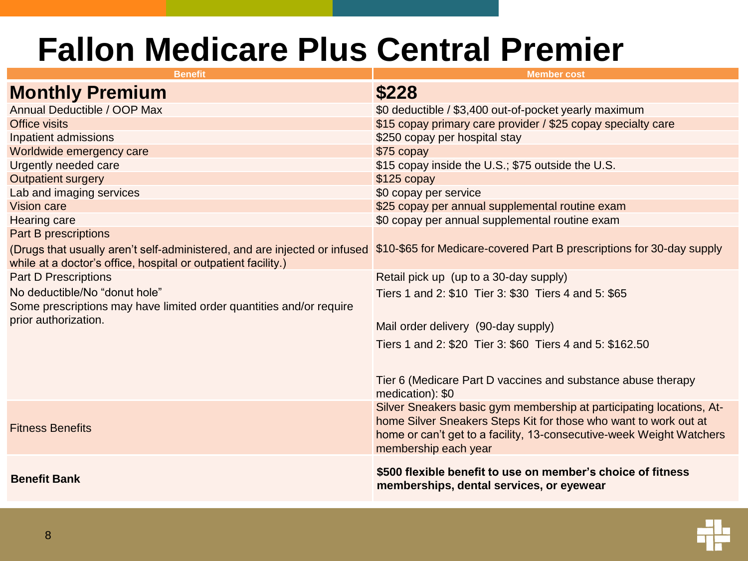# Fallon Medicare Plus Central Premier

| Benefit | Member cost |
|---|---|
| **Monthly Premium** | **$228** |
| Annual Deductible / OOP Max | $0 deductible / $3,400 out-of-pocket yearly maximum |
| Office visits | $15 copay primary care provider / $25 copay specialty care |
| Inpatient admissions | $250 copay per hospital stay |
| Worldwide emergency care | $75 copay |
| Urgently needed care | $15 copay inside the U.S.; $75 outside the U.S. |
| Outpatient surgery | $125 copay |
| Lab and imaging services | $0 copay per service |
| Vision care | $25 copay per annual supplemental routine exam |
| Hearing care | $0 copay per annual supplemental routine exam |
| Part B prescriptions<br>(Drugs that usually aren't self-administered, and are injected or infused while at a doctor's office, hospital or outpatient facility.) | $10-$65 for Medicare-covered Part B prescriptions for 30-day supply |
| Part D Prescriptions<br>No deductible/No "donut hole"<br>Some prescriptions may have limited order quantities and/or require prior authorization. | Retail pick up (up to a 30-day supply)<br>Tiers 1 and 2: $10 Tier 3: $30 Tiers 4 and 5: $65<br>Mail order delivery (90-day supply)<br>Tiers 1 and 2: $20 Tier 3: $60 Tiers 4 and 5: $162.50<br>Tier 6 (Medicare Part D vaccines and substance abuse therapy medication): $0 |
| Fitness Benefits | Silver Sneakers basic gym membership at participating locations, At-home Silver Sneakers Steps Kit for those who want to work out at home or can't get to a facility, 13-consecutive-week Weight Watchers membership each year |
| **Benefit Bank** | **$500 flexible benefit to use on member's choice of fitness memberships, dental services, or eyewear** |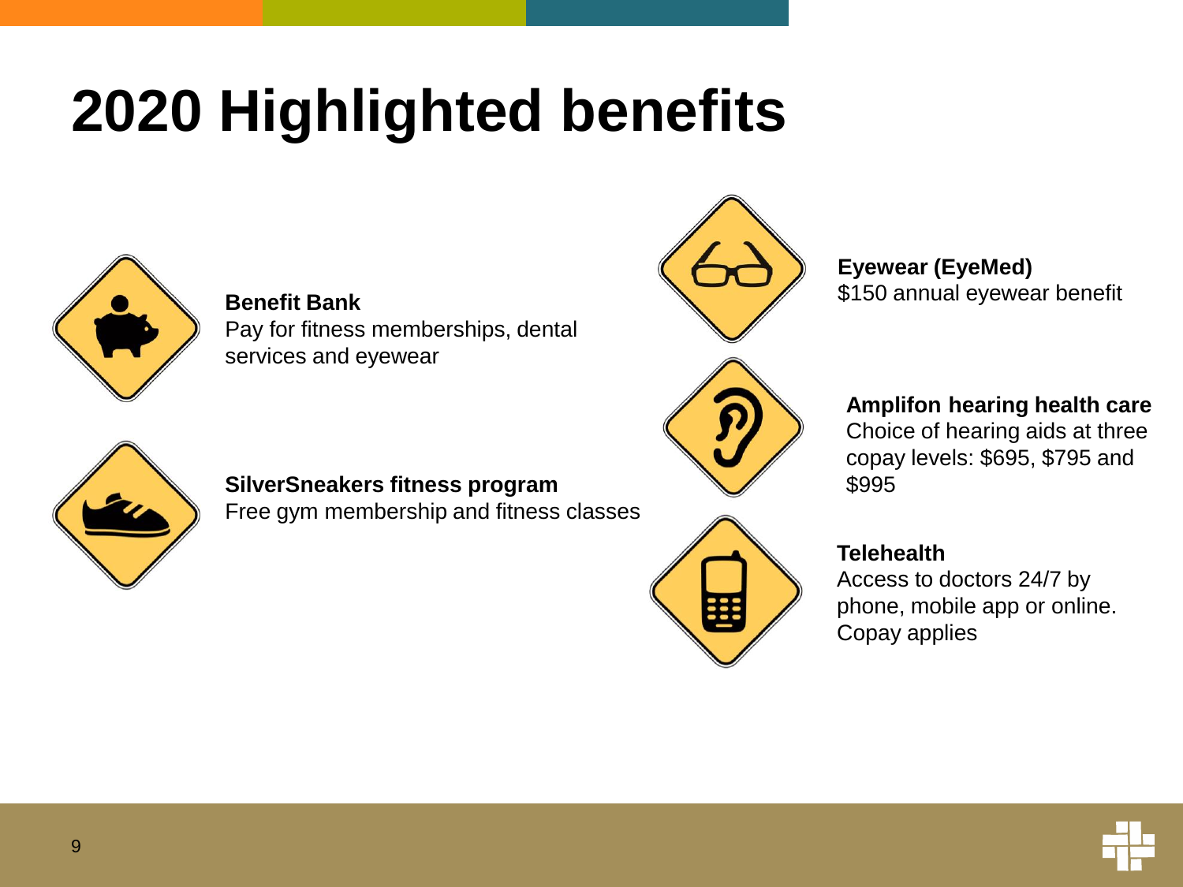# 2020 Highlighted benefits

**Benefit Bank**
Pay for fitness memberships, dental services and eyewear

**SilverSneakers fitness program**
Free gym membership and fitness classes

**Eyewear (EyeMed)**
$150 annual eyewear benefit

**Amplifon hearing health care**
Choice of hearing aids at three copay levels: $695, $795 and $995

**Telehealth**
Access to doctors 24/7 by phone, mobile app or online. Copay applies